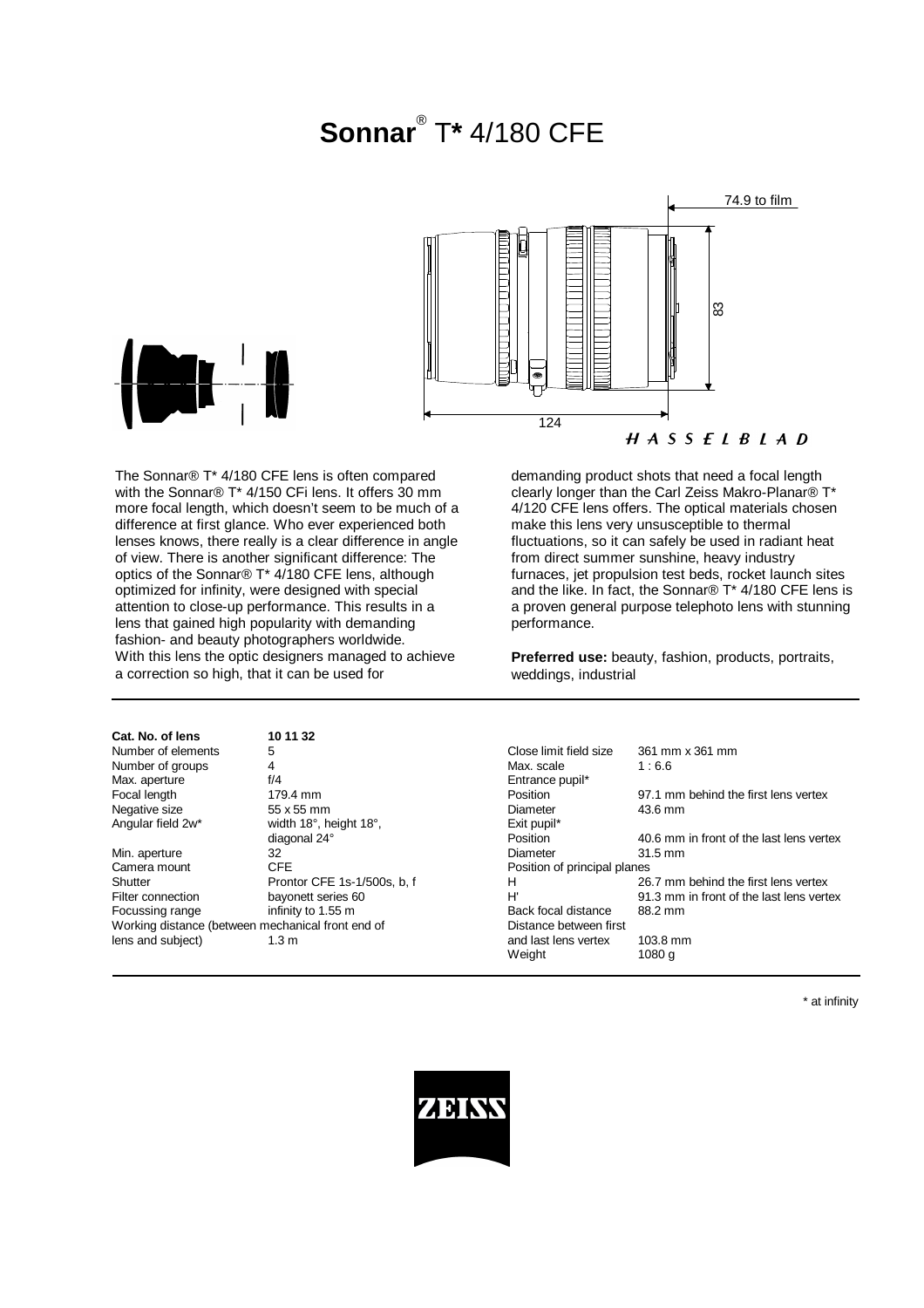# **Sonnar**® T* 4/180 CFE

74.9 to film

83

124

*HASSELBLAD*

The Sonnar® T* 4/180 CFE lens is often compared with the Sonnar® T* 4/150 CFi lens. It offers 30 mm more focal length, which doesn't seem to be much of a difference at first glance. Who ever experienced both lenses knows, there really is a clear difference in angle of view. There is another significant difference: The optics of the Sonnar® T* 4/180 CFE lens, although optimized for infinity, were designed with special attention to close-up performance. This results in a lens that gained high popularity with demanding fashion- and beauty photographers worldwide. With this lens the optic designers managed to achieve a correction so high, that it can be used for demanding product shots that need a focal length clearly longer than the Carl Zeiss Makro-Planar® T* 4/120 CFE lens offers. The optical materials chosen make this lens very unsusceptible to thermal fluctuations, so it can safely be used in radiant heat from direct summer sunshine, heavy industry furnaces, jet propulsion test beds, rocket launch sites and the like. In fact, the Sonnar® T* 4/180 CFE lens is a proven general purpose telephoto lens with stunning performance.

**Preferred use:** beauty, fashion, products, portraits, weddings, industrial

| **Cat. No. of lens** | **10 11 32** |
|---|---|
| Number of elements | 5 |
| Number of groups | 4 |
| Max. aperture | f/4 |
| Focal length | 179.4 mm |
| Negative size | 55 x 55 mm |
| Angular field 2w* | width 18°, height 18°, diagonal 24° |
| Min. aperture | 32 |
| Camera mount | CFE |
| Shutter | Prontor CFE 1s-1/500s, b, f |
| Filter connection | bayonett series 60 |
| Focussing range | infinity to 1.55 m |
| Working distance (between mechanical front end of lens and subject) | 1.3 m |

| | |
|---|---|
| Close limit field size | 361 mm x 361 mm |
| Max. scale | 1 : 6.6 |
| Entrance pupil* | |
| Position | 97.1 mm behind the first lens vertex |
| Diameter | 43.6 mm |
| Exit pupil* | |
| Position | 40.6 mm in front of the last lens vertex |
| Diameter | 31.5 mm |
| Position of principal planes | |
| H | 26.7 mm behind the first lens vertex |
| H' | 91.3 mm in front of the last lens vertex |
| Back focal distance | 88.2 mm |
| Distance between first and last lens vertex | 103.8 mm |
| Weight | 1080 g |

\* at infinity

ZEISS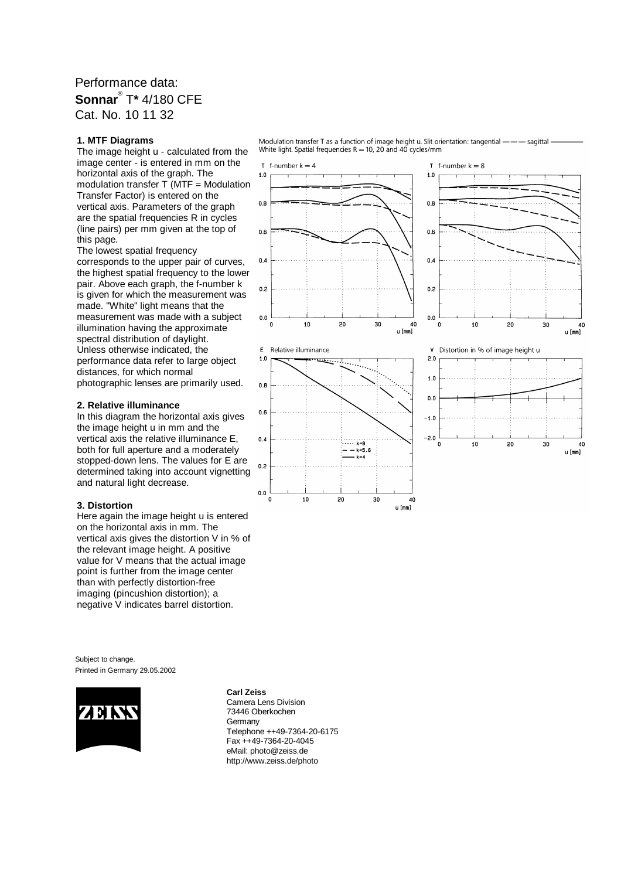Performance data:

**Sonnar**® T***** 4/180 CFE

Cat. No. 10 11 32

**1. MTF Diagrams**

The image height u - calculated from the image center - is entered in mm on the horizontal axis of the graph. The modulation transfer T (MTF = Modulation Transfer Factor) is entered on the vertical axis. Parameters of the graph are the spatial frequencies R in cycles (line pairs) per mm given at the top of this page.

The lowest spatial frequency corresponds to the upper pair of curves, the highest spatial frequency to the lower pair. Above each graph, the f-number k is given for which the measurement was made. "White" light means that the measurement was made with a subject illumination having the approximate spectral distribution of daylight.

Unless otherwise indicated, the performance data refer to large object distances, for which normal photographic lenses are primarily used.

**2. Relative illuminance**

In this diagram the horizontal axis gives the image height u in mm and the vertical axis the relative illuminance E, both for full aperture and a moderately stopped-down lens. The values for E are determined taking into account vignetting and natural light decrease.

**3. Distortion**

Here again the image height u is entered on the horizontal axis in mm. The vertical axis gives the distortion V in % of the relevant image height. A positive value for V means that the actual image point is further from the image center than with perfectly distortion-free imaging (pincushion distortion); a negative V indicates barrel distortion.

Modulation transfer T as a function of image height u. Slit orientation: tangential — — — sagittal ———
White light. Spatial frequencies R = 10, 20 and 40 cycles/mm

T f-number k = 4

1.0
0.8
0.6
0.4
0.2
0.0
0 10 20 30 40
u [mm]

T f-number k = 8

1.0
0.8
0.6
0.4
0.2
0.0
0 10 20 30 40
u [mm]

E Relative illuminance

1.0
0.8
0.6
0.4
0.2
0.0
0 10 20 30 40
u [mm]

k=8
k=5.6
k=4

V Distortion in % of image height u

2.0
1.0
0.0
−1.0
−2.0
0 10 20 30 40
u [mm]

Subject to change.
Printed in Germany 29.05.2002

**Carl Zeiss**
Camera Lens Division
73446 Oberkochen
Germany
Telephone ++49-7364-20-6175
Fax ++49-7364-20-4045
eMail: photo@zeiss.de
http://www.zeiss.de/photo